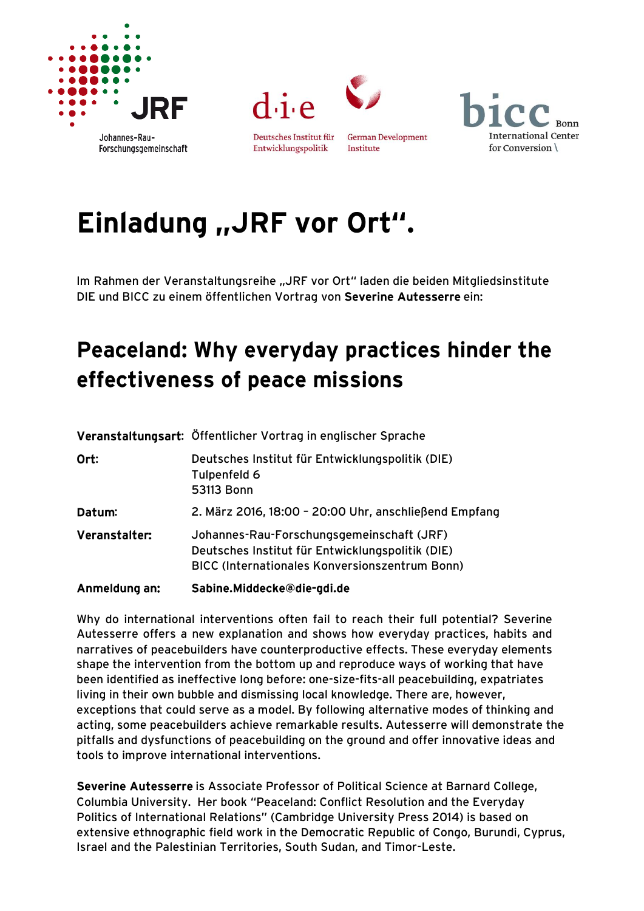Johannes-Rau-Forschungsgemeinschaft

Deutsches Institut für Entwicklungspolitik | German Development Institute

bicc Bonn International Center for Conversion

# Einladung „JRF vor Ort".

Im Rahmen der Veranstaltungsreihe „JRF vor Ort" laden die beiden Mitgliedsinstitute DIE und BICC zu einem öffentlichen Vortrag von **Severine Autesserre** ein:

## Peaceland: Why everyday practices hinder the effectiveness of peace missions

| | |
|---|---|
| **Veranstaltungsart:** | Öffentlicher Vortrag in englischer Sprache |
| **Ort:** | Deutsches Institut für Entwicklungspolitik (DIE)<br>Tulpenfeld 6<br>53113 Bonn |
| **Datum:** | 2. März 2016, 18:00 – 20:00 Uhr, anschließend Empfang |
| **Veranstalter:** | Johannes-Rau-Forschungsgemeinschaft (JRF)<br>Deutsches Institut für Entwicklungspolitik (DIE)<br>BICC (Internationales Konversionszentrum Bonn) |
| **Anmeldung an:** | **Sabine.Middecke@die-gdi.de** |

Why do international interventions often fail to reach their full potential? Severine Autesserre offers a new explanation and shows how everyday practices, habits and narratives of peacebuilders have counterproductive effects. These everyday elements shape the intervention from the bottom up and reproduce ways of working that have been identified as ineffective long before: one-size-fits-all peacebuilding, expatriates living in their own bubble and dismissing local knowledge. There are, however, exceptions that could serve as a model. By following alternative modes of thinking and acting, some peacebuilders achieve remarkable results. Autesserre will demonstrate the pitfalls and dysfunctions of peacebuilding on the ground and offer innovative ideas and tools to improve international interventions.

**Severine Autesserre** is Associate Professor of Political Science at Barnard College, Columbia University. Her book "Peaceland: Conflict Resolution and the Everyday Politics of International Relations" (Cambridge University Press 2014) is based on extensive ethnographic field work in the Democratic Republic of Congo, Burundi, Cyprus, Israel and the Palestinian Territories, South Sudan, and Timor-Leste.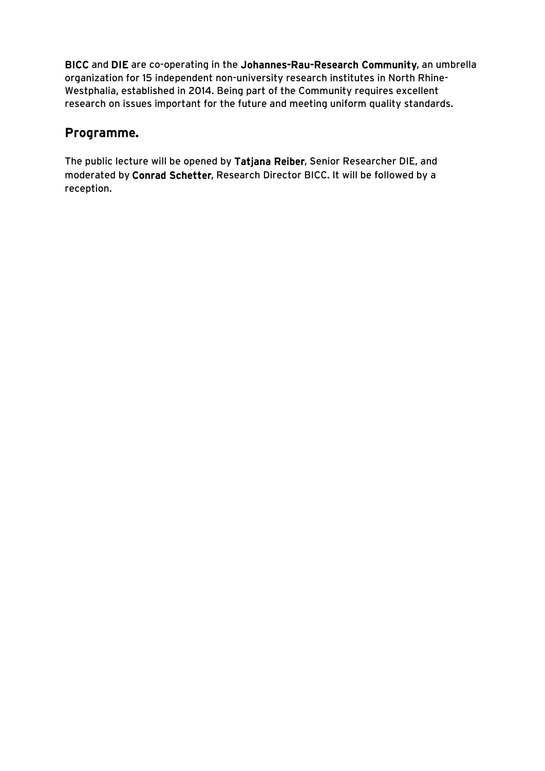**BICC** and **DIE** are co-operating in the **Johannes-Rau-Research Community**, an umbrella organization for 15 independent non-university research institutes in North Rhine-Westphalia, established in 2014. Being part of the Community requires excellent research on issues important for the future and meeting uniform quality standards.

## Programme.

The public lecture will be opened by **Tatjana Reiber**, Senior Researcher DIE, and moderated by **Conrad Schetter**, Research Director BICC. It will be followed by a reception.